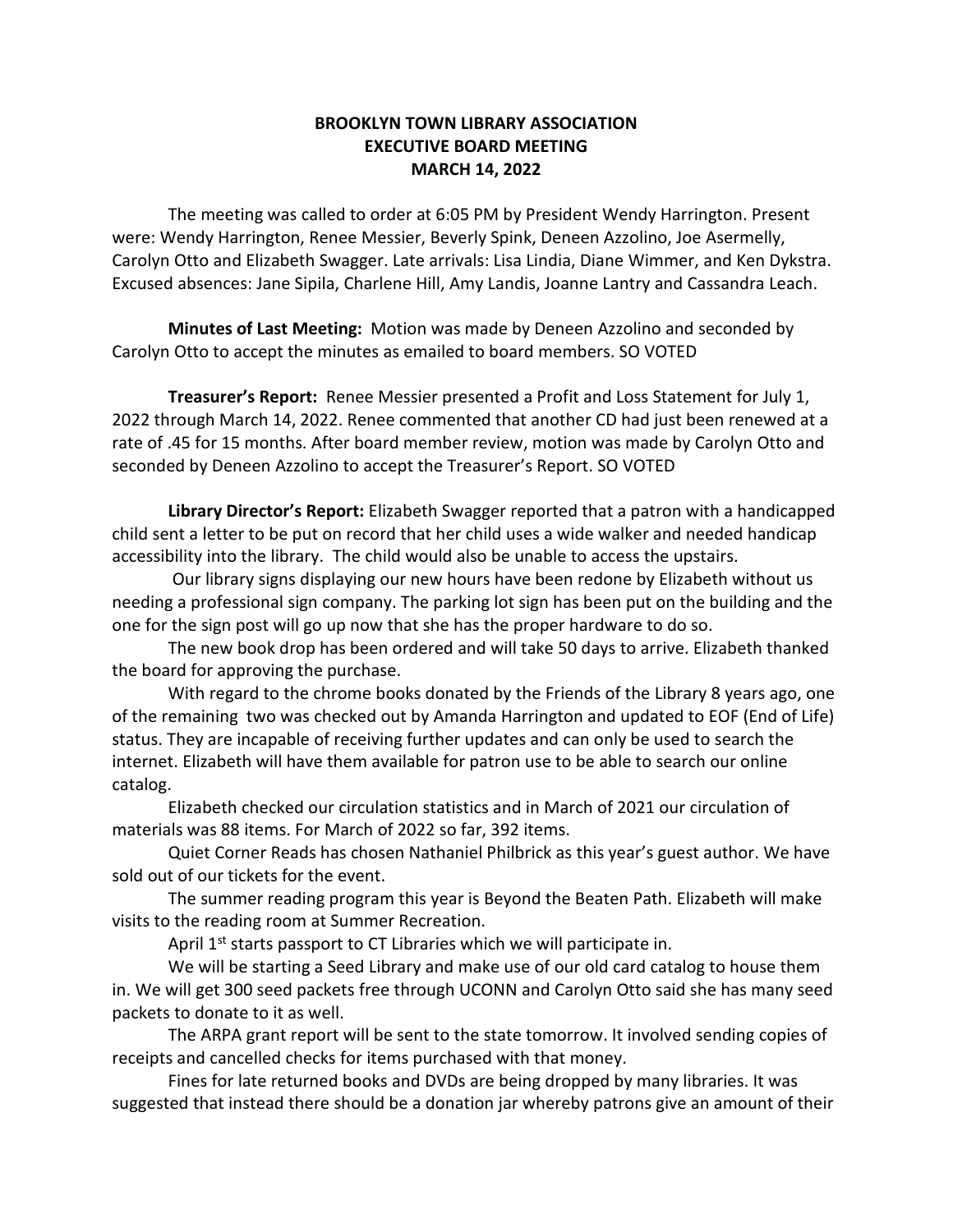**BROOKLYN TOWN LIBRARY ASSOCIATION**
**EXECUTIVE BOARD MEETING**
**MARCH 14, 2022**

The meeting was called to order at 6:05 PM by President Wendy Harrington. Present were: Wendy Harrington, Renee Messier, Beverly Spink, Deneen Azzolino, Joe Asermelly, Carolyn Otto and Elizabeth Swagger. Late arrivals: Lisa Lindia, Diane Wimmer, and Ken Dykstra. Excused absences: Jane Sipila, Charlene Hill, Amy Landis, Joanne Lantry and Cassandra Leach.

**Minutes of Last Meeting:** Motion was made by Deneen Azzolino and seconded by Carolyn Otto to accept the minutes as emailed to board members. SO VOTED

**Treasurer's Report:** Renee Messier presented a Profit and Loss Statement for July 1, 2022 through March 14, 2022. Renee commented that another CD had just been renewed at a rate of .45 for 15 months. After board member review, motion was made by Carolyn Otto and seconded by Deneen Azzolino to accept the Treasurer's Report. SO VOTED

**Library Director's Report:** Elizabeth Swagger reported that a patron with a handicapped child sent a letter to be put on record that her child uses a wide walker and needed handicap accessibility into the library. The child would also be unable to access the upstairs.

Our library signs displaying our new hours have been redone by Elizabeth without us needing a professional sign company. The parking lot sign has been put on the building and the one for the sign post will go up now that she has the proper hardware to do so.

The new book drop has been ordered and will take 50 days to arrive. Elizabeth thanked the board for approving the purchase.

With regard to the chrome books donated by the Friends of the Library 8 years ago, one of the remaining two was checked out by Amanda Harrington and updated to EOF (End of Life) status. They are incapable of receiving further updates and can only be used to search the internet. Elizabeth will have them available for patron use to be able to search our online catalog.

Elizabeth checked our circulation statistics and in March of 2021 our circulation of materials was 88 items. For March of 2022 so far, 392 items.

Quiet Corner Reads has chosen Nathaniel Philbrick as this year's guest author. We have sold out of our tickets for the event.

The summer reading program this year is Beyond the Beaten Path. Elizabeth will make visits to the reading room at Summer Recreation.

April 1st starts passport to CT Libraries which we will participate in.

We will be starting a Seed Library and make use of our old card catalog to house them in. We will get 300 seed packets free through UCONN and Carolyn Otto said she has many seed packets to donate to it as well.

The ARPA grant report will be sent to the state tomorrow. It involved sending copies of receipts and cancelled checks for items purchased with that money.

Fines for late returned books and DVDs are being dropped by many libraries. It was suggested that instead there should be a donation jar whereby patrons give an amount of their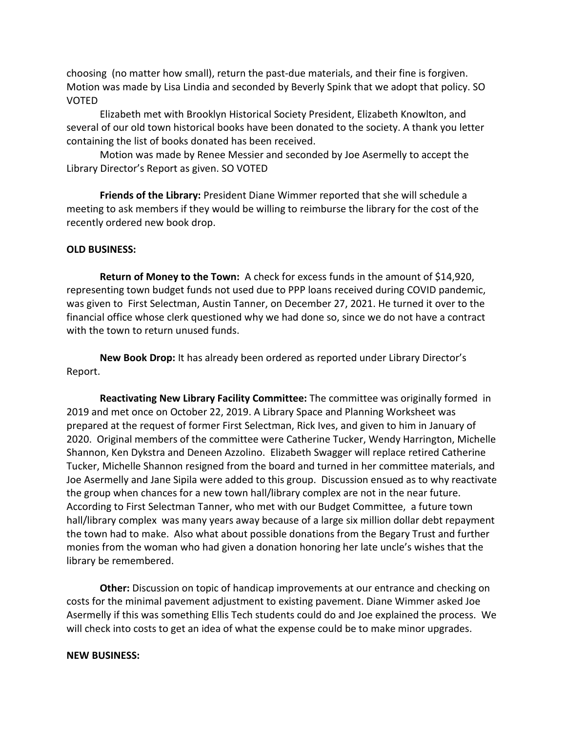choosing (no matter how small), return the past-due materials, and their fine is forgiven. Motion was made by Lisa Lindia and seconded by Beverly Spink that we adopt that policy. SO VOTED

Elizabeth met with Brooklyn Historical Society President, Elizabeth Knowlton, and several of our old town historical books have been donated to the society. A thank you letter containing the list of books donated has been received.

Motion was made by Renee Messier and seconded by Joe Asermelly to accept the Library Director's Report as given. SO VOTED

**Friends of the Library:** President Diane Wimmer reported that she will schedule a meeting to ask members if they would be willing to reimburse the library for the cost of the recently ordered new book drop.

**OLD BUSINESS:**

**Return of Money to the Town:** A check for excess funds in the amount of $14,920, representing town budget funds not used due to PPP loans received during COVID pandemic, was given to First Selectman, Austin Tanner, on December 27, 2021. He turned it over to the financial office whose clerk questioned why we had done so, since we do not have a contract with the town to return unused funds.

**New Book Drop:** It has already been ordered as reported under Library Director's Report.

**Reactivating New Library Facility Committee:** The committee was originally formed in 2019 and met once on October 22, 2019. A Library Space and Planning Worksheet was prepared at the request of former First Selectman, Rick Ives, and given to him in January of 2020. Original members of the committee were Catherine Tucker, Wendy Harrington, Michelle Shannon, Ken Dykstra and Deneen Azzolino. Elizabeth Swagger will replace retired Catherine Tucker, Michelle Shannon resigned from the board and turned in her committee materials, and Joe Asermelly and Jane Sipila were added to this group. Discussion ensued as to why reactivate the group when chances for a new town hall/library complex are not in the near future. According to First Selectman Tanner, who met with our Budget Committee, a future town hall/library complex was many years away because of a large six million dollar debt repayment the town had to make. Also what about possible donations from the Begary Trust and further monies from the woman who had given a donation honoring her late uncle's wishes that the library be remembered.

**Other:** Discussion on topic of handicap improvements at our entrance and checking on costs for the minimal pavement adjustment to existing pavement. Diane Wimmer asked Joe Asermelly if this was something Ellis Tech students could do and Joe explained the process. We will check into costs to get an idea of what the expense could be to make minor upgrades.

**NEW BUSINESS:**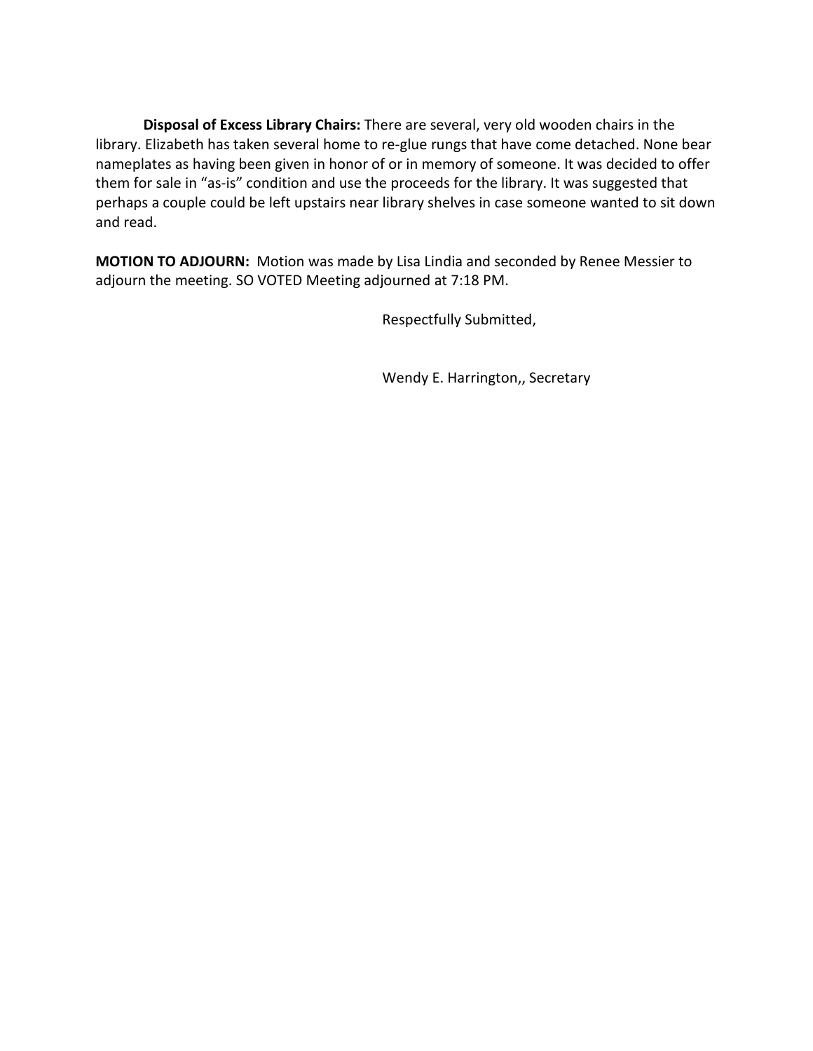**Disposal of Excess Library Chairs:** There are several, very old wooden chairs in the library. Elizabeth has taken several home to re-glue rungs that have come detached. None bear nameplates as having been given in honor of or in memory of someone. It was decided to offer them for sale in "as-is" condition and use the proceeds for the library. It was suggested that perhaps a couple could be left upstairs near library shelves in case someone wanted to sit down and read.

**MOTION TO ADJOURN:** Motion was made by Lisa Lindia and seconded by Renee Messier to adjourn the meeting. SO VOTED Meeting adjourned at 7:18 PM.

Respectfully Submitted,

Wendy E. Harrington,, Secretary